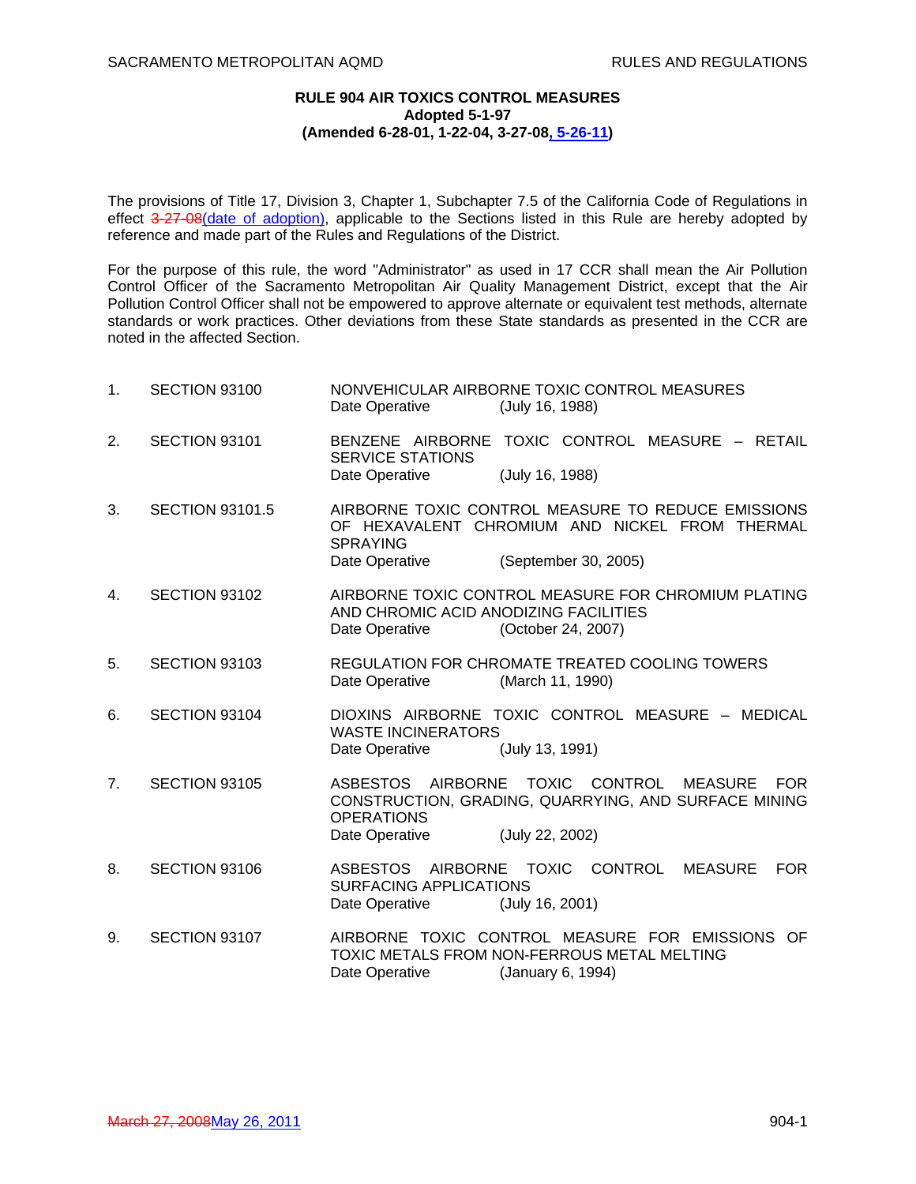# RULE 904 AIR TOXICS CONTROL MEASURES

**Adopted 5-1-97**
**(Amended 6-28-01, 1-22-04, 3-27-08, 5-26-11)**

The provisions of Title 17, Division 3, Chapter 1, Subchapter 7.5 of the California Code of Regulations in effect ~~3-27-08~~(date of adoption), applicable to the Sections listed in this Rule are hereby adopted by reference and made part of the Rules and Regulations of the District.

For the purpose of this rule, the word "Administrator" as used in 17 CCR shall mean the Air Pollution Control Officer of the Sacramento Metropolitan Air Quality Management District, except that the Air Pollution Control Officer shall not be empowered to approve alternate or equivalent test methods, alternate standards or work practices. Other deviations from these State standards as presented in the CCR are noted in the affected Section.

1. SECTION 93100 — NONVEHICULAR AIRBORNE TOXIC CONTROL MEASURES
   Date Operative (July 16, 1988)

2. SECTION 93101 — BENZENE AIRBORNE TOXIC CONTROL MEASURE – RETAIL SERVICE STATIONS
   Date Operative (July 16, 1988)

3. SECTION 93101.5 — AIRBORNE TOXIC CONTROL MEASURE TO REDUCE EMISSIONS OF HEXAVALENT CHROMIUM AND NICKEL FROM THERMAL SPRAYING
   Date Operative (September 30, 2005)

4. SECTION 93102 — AIRBORNE TOXIC CONTROL MEASURE FOR CHROMIUM PLATING AND CHROMIC ACID ANODIZING FACILITIES
   Date Operative (October 24, 2007)

5. SECTION 93103 — REGULATION FOR CHROMATE TREATED COOLING TOWERS
   Date Operative (March 11, 1990)

6. SECTION 93104 — DIOXINS AIRBORNE TOXIC CONTROL MEASURE – MEDICAL WASTE INCINERATORS
   Date Operative (July 13, 1991)

7. SECTION 93105 — ASBESTOS AIRBORNE TOXIC CONTROL MEASURE FOR CONSTRUCTION, GRADING, QUARRYING, AND SURFACE MINING OPERATIONS
   Date Operative (July 22, 2002)

8. SECTION 93106 — ASBESTOS AIRBORNE TOXIC CONTROL MEASURE FOR SURFACING APPLICATIONS
   Date Operative (July 16, 2001)

9. SECTION 93107 — AIRBORNE TOXIC CONTROL MEASURE FOR EMISSIONS OF TOXIC METALS FROM NON-FERROUS METAL MELTING
   Date Operative (January 6, 1994)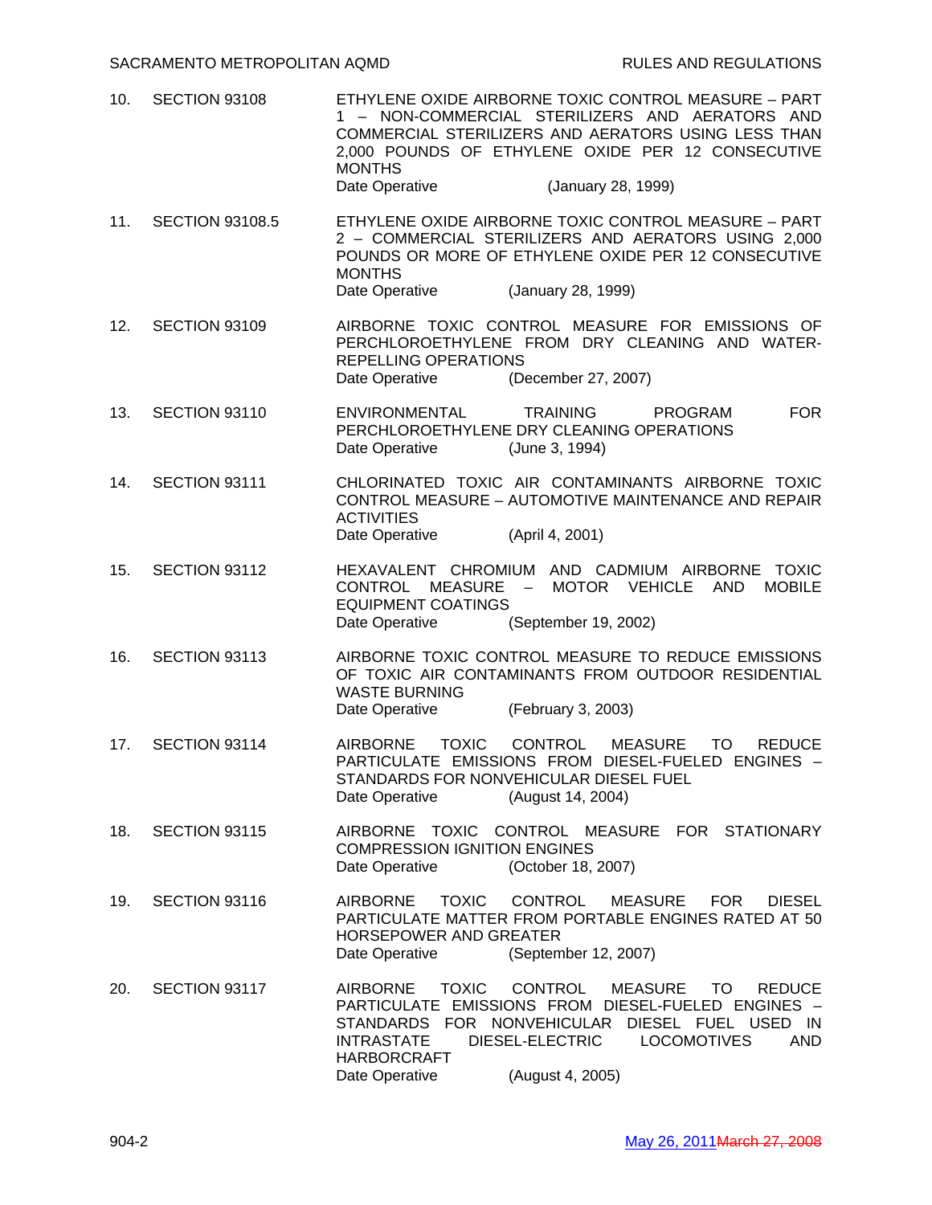10. SECTION 93108 — ETHYLENE OXIDE AIRBORNE TOXIC CONTROL MEASURE – PART 1 – NON-COMMERCIAL STERILIZERS AND AERATORS AND COMMERCIAL STERILIZERS AND AERATORS USING LESS THAN 2,000 POUNDS OF ETHYLENE OXIDE PER 12 CONSECUTIVE MONTHS
    Date Operative (January 28, 1999)

11. SECTION 93108.5 — ETHYLENE OXIDE AIRBORNE TOXIC CONTROL MEASURE – PART 2 – COMMERCIAL STERILIZERS AND AERATORS USING 2,000 POUNDS OR MORE OF ETHYLENE OXIDE PER 12 CONSECUTIVE MONTHS
    Date Operative (January 28, 1999)

12. SECTION 93109 — AIRBORNE TOXIC CONTROL MEASURE FOR EMISSIONS OF PERCHLOROETHYLENE FROM DRY CLEANING AND WATER-REPELLING OPERATIONS
    Date Operative (December 27, 2007)

13. SECTION 93110 — ENVIRONMENTAL TRAINING PROGRAM FOR PERCHLOROETHYLENE DRY CLEANING OPERATIONS
    Date Operative (June 3, 1994)

14. SECTION 93111 — CHLORINATED TOXIC AIR CONTAMINANTS AIRBORNE TOXIC CONTROL MEASURE – AUTOMOTIVE MAINTENANCE AND REPAIR ACTIVITIES
    Date Operative (April 4, 2001)

15. SECTION 93112 — HEXAVALENT CHROMIUM AND CADMIUM AIRBORNE TOXIC CONTROL MEASURE – MOTOR VEHICLE AND MOBILE EQUIPMENT COATINGS
    Date Operative (September 19, 2002)

16. SECTION 93113 — AIRBORNE TOXIC CONTROL MEASURE TO REDUCE EMISSIONS OF TOXIC AIR CONTAMINANTS FROM OUTDOOR RESIDENTIAL WASTE BURNING
    Date Operative (February 3, 2003)

17. SECTION 93114 — AIRBORNE TOXIC CONTROL MEASURE TO REDUCE PARTICULATE EMISSIONS FROM DIESEL-FUELED ENGINES – STANDARDS FOR NONVEHICULAR DIESEL FUEL
    Date Operative (August 14, 2004)

18. SECTION 93115 — AIRBORNE TOXIC CONTROL MEASURE FOR STATIONARY COMPRESSION IGNITION ENGINES
    Date Operative (October 18, 2007)

19. SECTION 93116 — AIRBORNE TOXIC CONTROL MEASURE FOR DIESEL PARTICULATE MATTER FROM PORTABLE ENGINES RATED AT 50 HORSEPOWER AND GREATER
    Date Operative (September 12, 2007)

20. SECTION 93117 — AIRBORNE TOXIC CONTROL MEASURE TO REDUCE PARTICULATE EMISSIONS FROM DIESEL-FUELED ENGINES – STANDARDS FOR NONVEHICULAR DIESEL FUEL USED IN INTRASTATE DIESEL-ELECTRIC LOCOMOTIVES AND HARBORCRAFT
    Date Operative (August 4, 2005)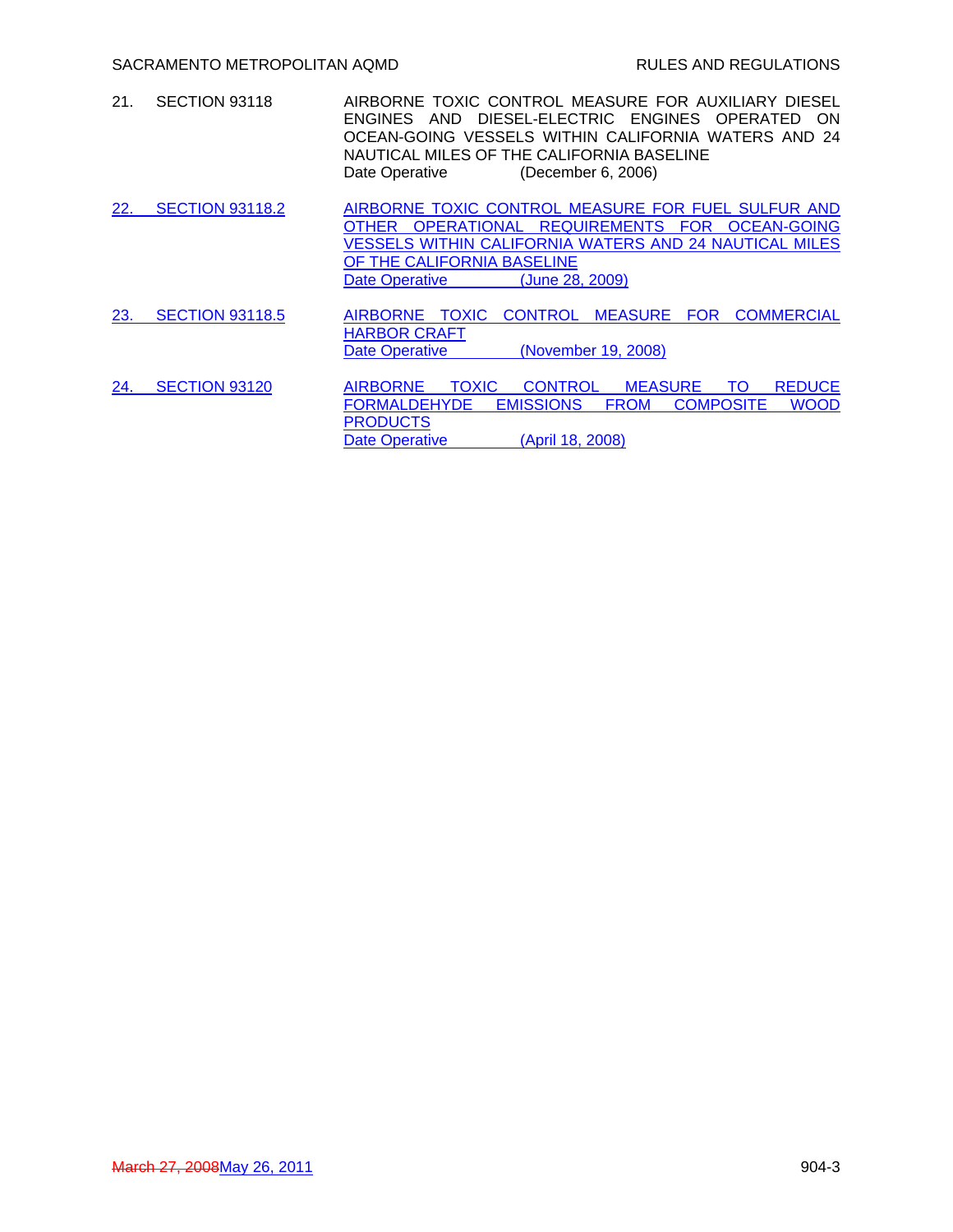21. SECTION 93118 — AIRBORNE TOXIC CONTROL MEASURE FOR AUXILIARY DIESEL ENGINES AND DIESEL-ELECTRIC ENGINES OPERATED ON OCEAN-GOING VESSELS WITHIN CALIFORNIA WATERS AND 24 NAUTICAL MILES OF THE CALIFORNIA BASELINE
Date Operative (December 6, 2006)

22. SECTION 93118.2 — AIRBORNE TOXIC CONTROL MEASURE FOR FUEL SULFUR AND OTHER OPERATIONAL REQUIREMENTS FOR OCEAN-GOING VESSELS WITHIN CALIFORNIA WATERS AND 24 NAUTICAL MILES OF THE CALIFORNIA BASELINE
Date Operative (June 28, 2009)

23. SECTION 93118.5 — AIRBORNE TOXIC CONTROL MEASURE FOR COMMERCIAL HARBOR CRAFT
Date Operative (November 19, 2008)

24. SECTION 93120 — AIRBORNE TOXIC CONTROL MEASURE TO REDUCE FORMALDEHYDE EMISSIONS FROM COMPOSITE WOOD PRODUCTS
Date Operative (April 18, 2008)